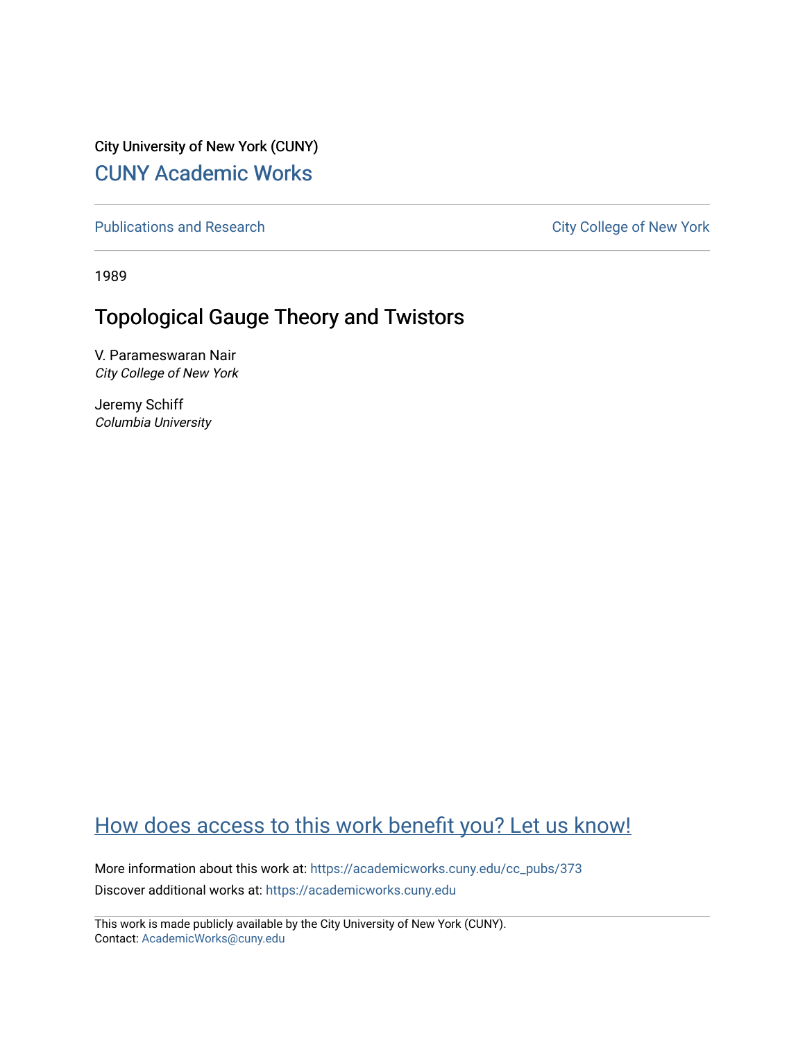City University of New York (CUNY)

# CUNY Academic Works

Publications and Research

City College of New York

1989

## Topological Gauge Theory and Twistors

V. Parameswaran Nair
*City College of New York*

Jeremy Schiff
*Columbia University*

How does access to this work benefit you? Let us know!

More information about this work at: https://academicworks.cuny.edu/cc_pubs/373
Discover additional works at: https://academicworks.cuny.edu

This work is made publicly available by the City University of New York (CUNY).
Contact: AcademicWorks@cuny.edu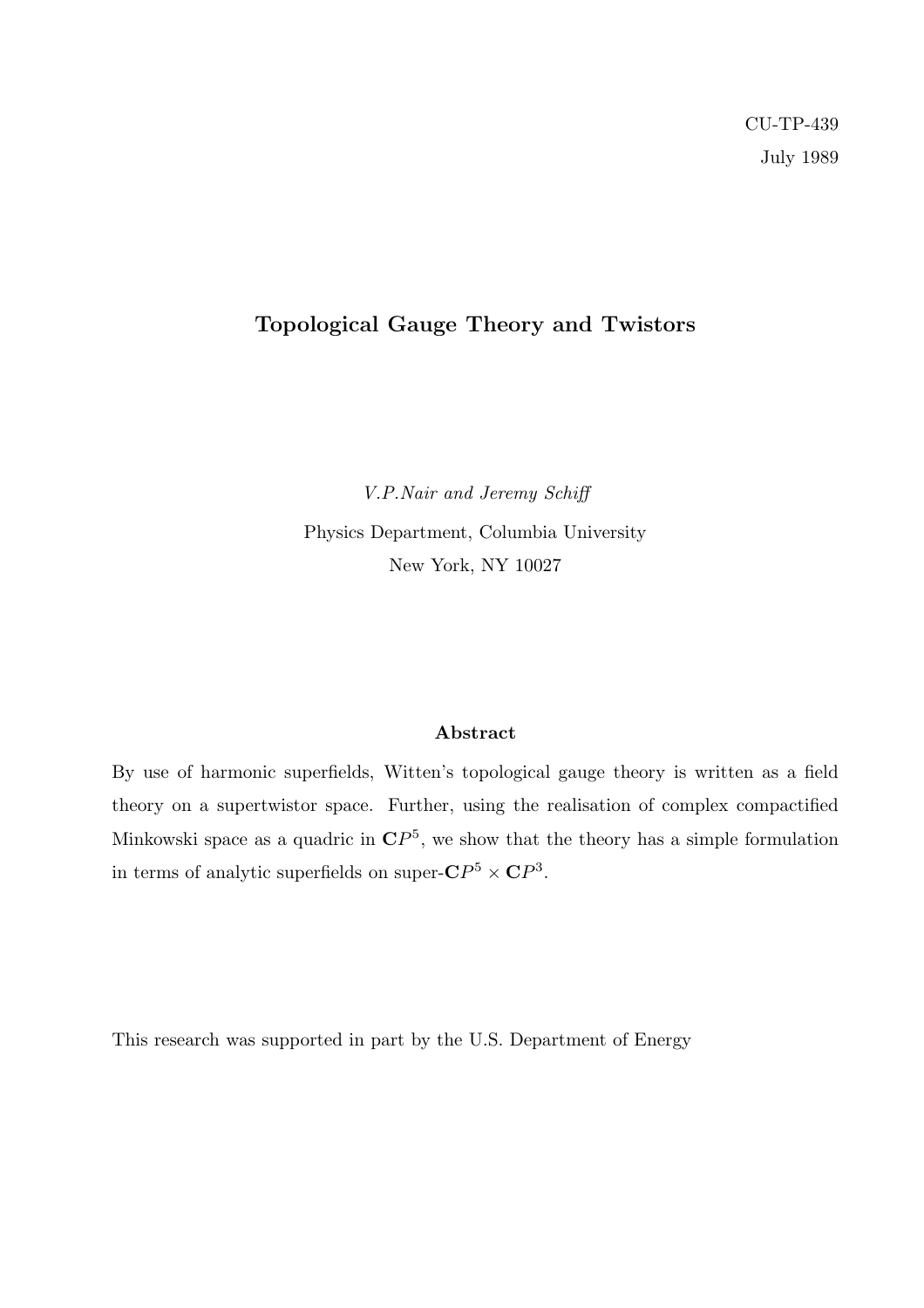CU-TP-439

July 1989

# Topological Gauge Theory and Twistors

*V.P.Nair and Jeremy Schiff*

Physics Department, Columbia University

New York, NY 10027

### Abstract

By use of harmonic superfields, Witten's topological gauge theory is written as a field theory on a supertwistor space. Further, using the realisation of complex compactified Minkowski space as a quadric in $\mathbf{C}P^5$, we show that the theory has a simple formulation in terms of analytic superfields on super-$\mathbf{C}P^5 \times \mathbf{C}P^3$.

This research was supported in part by the U.S. Department of Energy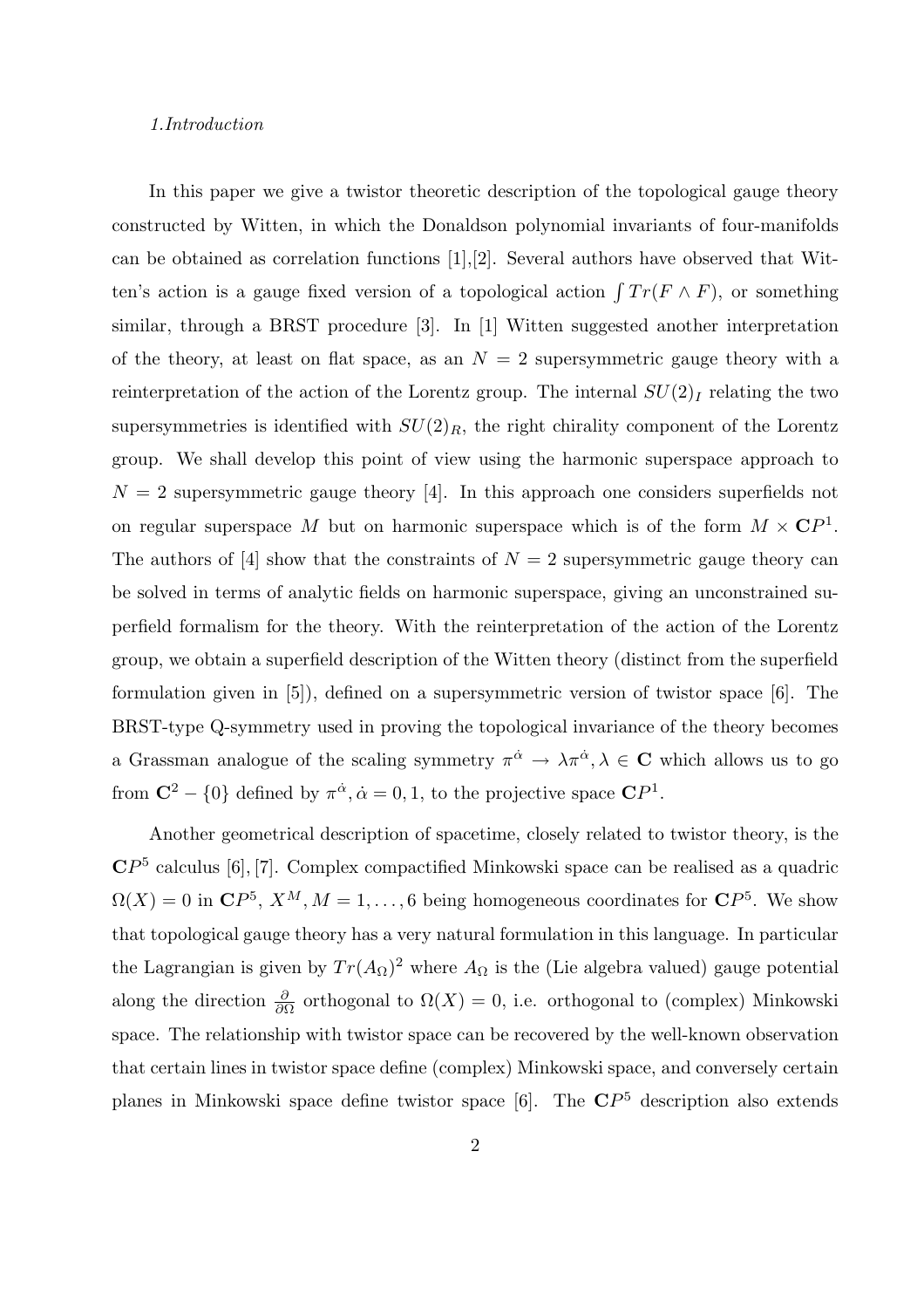*1.Introduction*

In this paper we give a twistor theoretic description of the topological gauge theory constructed by Witten, in which the Donaldson polynomial invariants of four-manifolds can be obtained as correlation functions [1],[2]. Several authors have observed that Witten's action is a gauge fixed version of a topological action $\int Tr(F \wedge F)$, or something similar, through a BRST procedure [3]. In [1] Witten suggested another interpretation of the theory, at least on flat space, as an $N = 2$ supersymmetric gauge theory with a reinterpretation of the action of the Lorentz group. The internal $SU(2)_I$ relating the two supersymmetries is identified with $SU(2)_R$, the right chirality component of the Lorentz group. We shall develop this point of view using the harmonic superspace approach to $N = 2$ supersymmetric gauge theory [4]. In this approach one considers superfields not on regular superspace $M$ but on harmonic superspace which is of the form $M \times \mathbf{C}P^1$. The authors of [4] show that the constraints of $N = 2$ supersymmetric gauge theory can be solved in terms of analytic fields on harmonic superspace, giving an unconstrained superfield formalism for the theory. With the reinterpretation of the action of the Lorentz group, we obtain a superfield description of the Witten theory (distinct from the superfield formulation given in [5]), defined on a supersymmetric version of twistor space [6]. The BRST-type Q-symmetry used in proving the topological invariance of the theory becomes a Grassman analogue of the scaling symmetry $\pi^{\dot{\alpha}} \to \lambda \pi^{\dot{\alpha}}, \lambda \in \mathbf{C}$ which allows us to go from $\mathbf{C}^2 - \{0\}$ defined by $\pi^{\dot{\alpha}}, \dot{\alpha} = 0, 1$, to the projective space $\mathbf{C}P^1$.

Another geometrical description of spacetime, closely related to twistor theory, is the $\mathbf{C}P^5$ calculus [6], [7]. Complex compactified Minkowski space can be realised as a quadric $\Omega(X) = 0$ in $\mathbf{C}P^5$, $X^M, M = 1, \ldots, 6$ being homogeneous coordinates for $\mathbf{C}P^5$. We show that topological gauge theory has a very natural formulation in this language. In particular the Lagrangian is given by $Tr(A_\Omega)^2$ where $A_\Omega$ is the (Lie algebra valued) gauge potential along the direction $\frac{\partial}{\partial \Omega}$ orthogonal to $\Omega(X) = 0$, i.e. orthogonal to (complex) Minkowski space. The relationship with twistor space can be recovered by the well-known observation that certain lines in twistor space define (complex) Minkowski space, and conversely certain planes in Minkowski space define twistor space [6]. The $\mathbf{C}P^5$ description also extends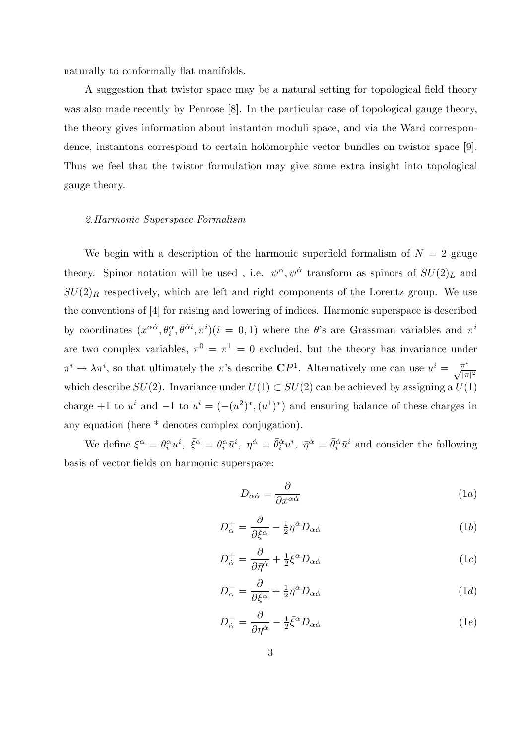naturally to conformally flat manifolds.

A suggestion that twistor space may be a natural setting for topological field theory was also made recently by Penrose [8]. In the particular case of topological gauge theory, the theory gives information about instanton moduli space, and via the Ward correspondence, instantons correspond to certain holomorphic vector bundles on twistor space [9]. Thus we feel that the twistor formulation may give some extra insight into topological gauge theory.

### *2.Harmonic Superspace Formalism*

We begin with a description of the harmonic superfield formalism of $N = 2$ gauge theory. Spinor notation will be used , i.e. $\psi^\alpha, \psi^{\dot\alpha}$ transform as spinors of $SU(2)_L$ and $SU(2)_R$ respectively, which are left and right components of the Lorentz group. We use the conventions of [4] for raising and lowering of indices. Harmonic superspace is described by coordinates $(x^{\alpha\dot\alpha}, \theta^\alpha_i, \bar\theta^{\dot\alpha i}, \pi^i)(i = 0, 1)$ where the $\theta$'s are Grassman variables and $\pi^i$ are two complex variables, $\pi^0 = \pi^1 = 0$ excluded, but the theory has invariance under $\pi^i \to \lambda\pi^i$, so that ultimately the $\pi$'s describe $\mathbf{C}P^1$. Alternatively one can use $u^i = \frac{\pi^i}{\sqrt{|\pi|^2}}$ which describe $SU(2)$. Invariance under $U(1) \subset SU(2)$ can be achieved by assigning a $U(1)$ charge $+1$ to $u^i$ and $-1$ to $\bar u^i = (-(u^2)^*, (u^1)^*)$ and ensuring balance of these charges in any equation (here * denotes complex conjugation).

We define $\xi^\alpha = \theta^\alpha_i u^i$, $\bar\xi^\alpha = \theta^\alpha_i \bar u^i$, $\eta^{\dot\alpha} = \bar\theta^{\dot\alpha}_i u^i$, $\bar\eta^{\dot\alpha} = \bar\theta^{\dot\alpha}_i \bar u^i$ and consider the following basis of vector fields on harmonic superspace:

$$D_{\alpha\dot\alpha} = \frac{\partial}{\partial x^{\alpha\dot\alpha}} \tag{1a}$$

$$D^+_\alpha = \frac{\partial}{\partial \bar\xi^\alpha} - \tfrac{1}{2}\eta^{\dot\alpha} D_{\alpha\dot\alpha} \tag{1b}$$

$$D^+_{\dot\alpha} = \frac{\partial}{\partial \bar\eta^{\dot\alpha}} + \tfrac{1}{2}\xi^\alpha D_{\alpha\dot\alpha} \tag{1c}$$

$$D^-_\alpha = \frac{\partial}{\partial \xi^\alpha} + \tfrac{1}{2}\bar\eta^{\dot\alpha} D_{\alpha\dot\alpha} \tag{1d}$$

$$D^-_{\dot\alpha} = \frac{\partial}{\partial \eta^{\dot\alpha}} - \tfrac{1}{2}\bar\xi^\alpha D_{\alpha\dot\alpha} \tag{1e}$$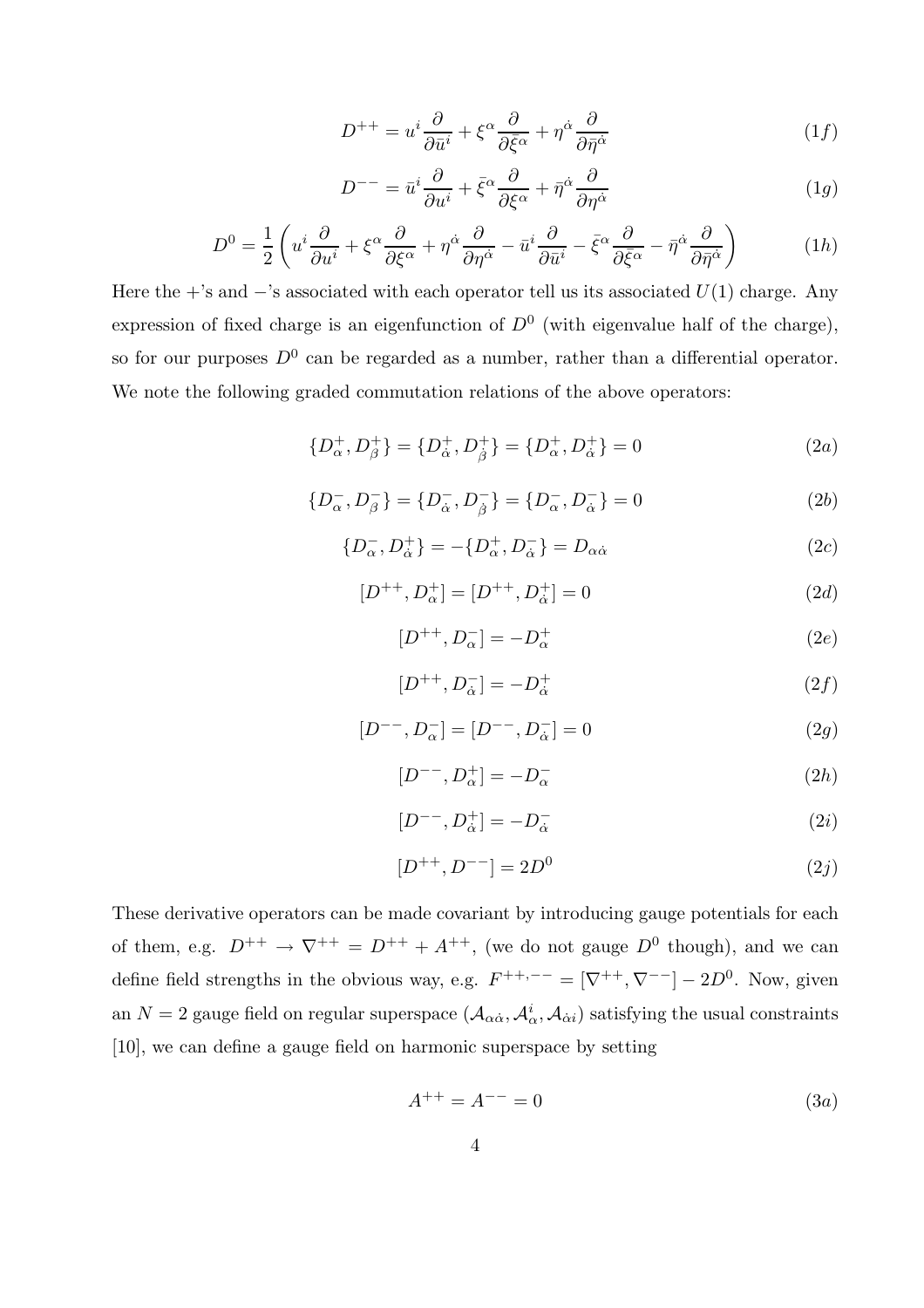$$D^{++} = u^i \frac{\partial}{\partial \bar{u}^i} + \xi^\alpha \frac{\partial}{\partial \bar{\xi}^\alpha} + \eta^{\dot{\alpha}} \frac{\partial}{\partial \bar{\eta}^{\dot{\alpha}}} \tag{1f}$$

$$D^{--} = \bar{u}^i \frac{\partial}{\partial u^i} + \bar{\xi}^\alpha \frac{\partial}{\partial \xi^\alpha} + \bar{\eta}^{\dot{\alpha}} \frac{\partial}{\partial \eta^{\dot{\alpha}}} \tag{1g}$$

$$D^0 = \frac{1}{2}\left( u^i \frac{\partial}{\partial u^i} + \xi^\alpha \frac{\partial}{\partial \xi^\alpha} + \eta^{\dot{\alpha}} \frac{\partial}{\partial \eta^{\dot{\alpha}}} - \bar{u}^i \frac{\partial}{\partial \bar{u}^i} - \bar{\xi}^\alpha \frac{\partial}{\partial \bar{\xi}^\alpha} - \bar{\eta}^{\dot{\alpha}} \frac{\partial}{\partial \bar{\eta}^{\dot{\alpha}}} \right) \tag{1h}$$

Here the +'s and −'s associated with each operator tell us its associated $U(1)$ charge. Any expression of fixed charge is an eigenfunction of $D^0$ (with eigenvalue half of the charge), so for our purposes $D^0$ can be regarded as a number, rather than a differential operator. We note the following graded commutation relations of the above operators:

$$\{D^+_\alpha, D^+_\beta\} = \{D^+_{\dot{\alpha}}, D^+_{\dot{\beta}}\} = \{D^+_\alpha, D^+_{\dot{\alpha}}\} = 0 \tag{2a}$$

$$\{D^-_\alpha, D^-_\beta\} = \{D^-_{\dot{\alpha}}, D^-_{\dot{\beta}}\} = \{D^-_\alpha, D^-_{\dot{\alpha}}\} = 0 \tag{2b}$$

$$\{D^-_\alpha, D^+_{\dot{\alpha}}\} = -\{D^+_\alpha, D^-_{\dot{\alpha}}\} = D_{\alpha\dot{\alpha}} \tag{2c}$$

$$[D^{++}, D^+_\alpha] = [D^{++}, D^+_{\dot{\alpha}}] = 0 \tag{2d}$$

$$[D^{++}, D^-_\alpha] = -D^+_\alpha \tag{2e}$$

$$[D^{++}, D^-_{\dot{\alpha}}] = -D^+_{\dot{\alpha}} \tag{2f}$$

$$[D^{--}, D^-_\alpha] = [D^{--}, D^-_{\dot{\alpha}}] = 0 \tag{2g}$$

$$[D^{--}, D^+_\alpha] = -D^-_\alpha \tag{2h}$$

$$[D^{--}, D^+_{\dot{\alpha}}] = -D^-_{\dot{\alpha}} \tag{2i}$$

$$[D^{++}, D^{--}] = 2D^0 \tag{2j}$$

These derivative operators can be made covariant by introducing gauge potentials for each of them, e.g. $D^{++} \to \nabla^{++} = D^{++} + A^{++}$, (we do not gauge $D^0$ though), and we can define field strengths in the obvious way, e.g. $F^{++,--} = [\nabla^{++}, \nabla^{--}] - 2D^0$. Now, given an $N = 2$ gauge field on regular superspace ($\mathcal{A}_{\alpha\dot{\alpha}}, \mathcal{A}^i_\alpha, \mathcal{A}_{\dot{\alpha}i}$) satisfying the usual constraints [10], we can define a gauge field on harmonic superspace by setting

$$A^{++} = A^{--} = 0 \tag{3a}$$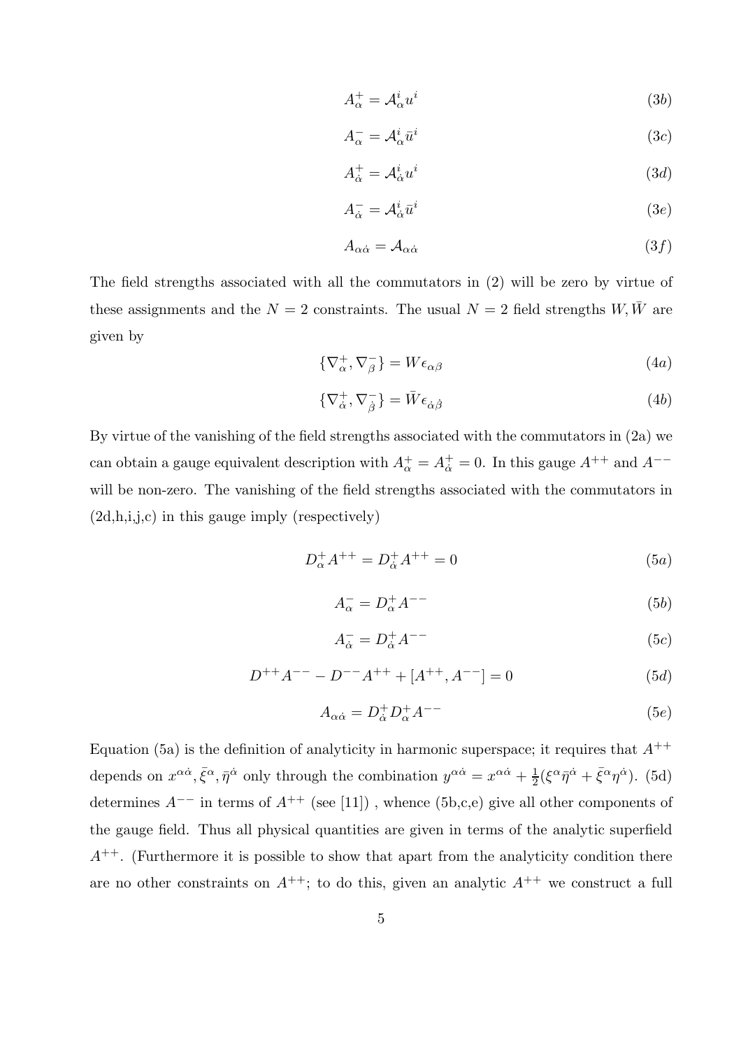$$A^{+}_{\alpha} = \mathcal{A}^{i}_{\alpha} u^{i} \tag{3b}$$

$$A^{-}_{\alpha} = \mathcal{A}^{i}_{\alpha} \bar{u}^{i} \tag{3c}$$

$$A^{+}_{\dot{\alpha}} = \mathcal{A}^{i}_{\dot{\alpha}} u^{i} \tag{3d}$$

$$A^{-}_{\dot{\alpha}} = \mathcal{A}^{i}_{\dot{\alpha}} \bar{u}^{i} \tag{3e}$$

$$A_{\alpha\dot{\alpha}} = \mathcal{A}_{\alpha\dot{\alpha}} \tag{3f}$$

The field strengths associated with all the commutators in (2) will be zero by virtue of these assignments and the $N = 2$ constraints. The usual $N = 2$ field strengths $W, \bar{W}$ are given by

$$\{\nabla^{+}_{\alpha}, \nabla^{-}_{\beta}\} = W \epsilon_{\alpha\beta} \tag{4a}$$

$$\{\nabla^{+}_{\dot{\alpha}}, \nabla^{-}_{\dot{\beta}}\} = \bar{W} \epsilon_{\dot{\alpha}\dot{\beta}} \tag{4b}$$

By virtue of the vanishing of the field strengths associated with the commutators in (2a) we can obtain a gauge equivalent description with $A^{+}_{\alpha} = A^{+}_{\dot{\alpha}} = 0$. In this gauge $A^{++}$ and $A^{--}$ will be non-zero. The vanishing of the field strengths associated with the commutators in (2d,h,i,j,c) in this gauge imply (respectively)

$$D^{+}_{\alpha} A^{++} = D^{+}_{\dot{\alpha}} A^{++} = 0 \tag{5a}$$

$$A^{-}_{\alpha} = D^{+}_{\alpha} A^{--} \tag{5b}$$

$$A^{-}_{\dot{\alpha}} = D^{+}_{\dot{\alpha}} A^{--} \tag{5c}$$

$$D^{++} A^{--} - D^{--} A^{++} + [A^{++}, A^{--}] = 0 \tag{5d}$$

$$A_{\alpha\dot{\alpha}} = D^{+}_{\dot{\alpha}} D^{+}_{\alpha} A^{--} \tag{5e}$$

Equation (5a) is the definition of analyticity in harmonic superspace; it requires that $A^{++}$ depends on $x^{\alpha\dot{\alpha}}, \bar{\xi}^{\alpha}, \bar{\eta}^{\dot{\alpha}}$ only through the combination $y^{\alpha\dot{\alpha}} = x^{\alpha\dot{\alpha}} + \frac{1}{2}(\xi^{\alpha}\bar{\eta}^{\dot{\alpha}} + \bar{\xi}^{\alpha}\eta^{\dot{\alpha}})$. (5d) determines $A^{--}$ in terms of $A^{++}$ (see [11]) , whence (5b,c,e) give all other components of the gauge field. Thus all physical quantities are given in terms of the analytic superfield $A^{++}$. (Furthermore it is possible to show that apart from the analyticity condition there are no other constraints on $A^{++}$; to do this, given an analytic $A^{++}$ we construct a full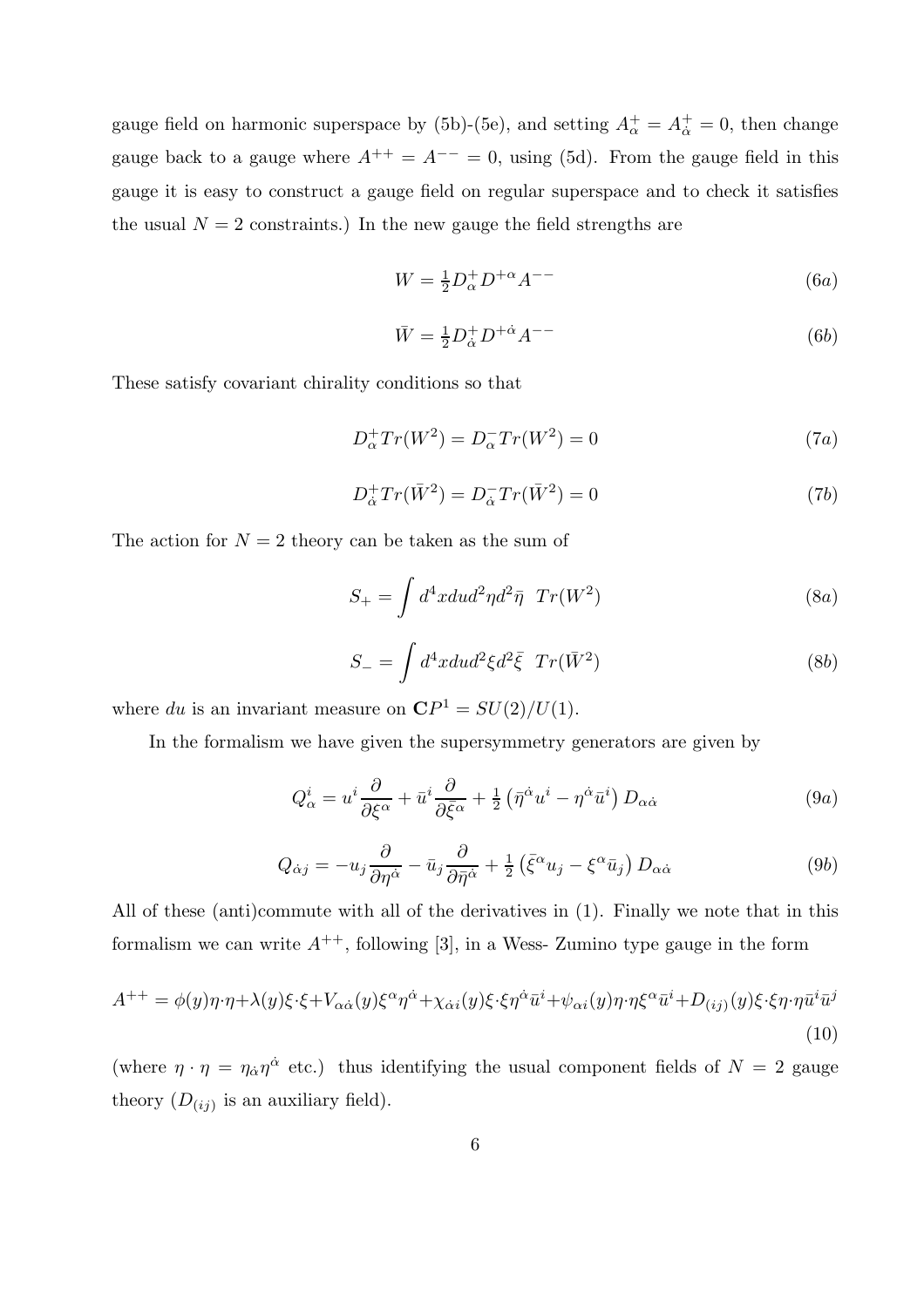gauge field on harmonic superspace by (5b)-(5e), and setting $A^+_\alpha = A^+_{\dot\alpha} = 0$, then change gauge back to a gauge where $A^{++} = A^{--} = 0$, using (5d). From the gauge field in this gauge it is easy to construct a gauge field on regular superspace and to check it satisfies the usual $N = 2$ constraints.) In the new gauge the field strengths are

$$W = \tfrac{1}{2} D^+_\alpha D^{+\alpha} A^{--} \tag{6a}$$

$$\bar{W} = \tfrac{1}{2} D^+_{\dot\alpha} D^{+\dot\alpha} A^{--} \tag{6b}$$

These satisfy covariant chirality conditions so that

$$D^+_\alpha Tr(W^2) = D^-_\alpha Tr(W^2) = 0 \tag{7a}$$

$$D^+_{\dot\alpha} Tr(\bar{W}^2) = D^-_{\dot\alpha} Tr(\bar{W}^2) = 0 \tag{7b}$$

The action for $N = 2$ theory can be taken as the sum of

$$S_+ = \int d^4x du d^2\eta d^2\bar\eta \;\; Tr(W^2) \tag{8a}$$

$$S_- = \int d^4x du d^2\xi d^2\bar\xi \;\; Tr(\bar{W}^2) \tag{8b}$$

where $du$ is an invariant measure on $\mathbf{C}P^1 = SU(2)/U(1)$.

In the formalism we have given the supersymmetry generators are given by

$$Q^i_\alpha = u^i \frac{\partial}{\partial \xi^\alpha} + \bar{u}^i \frac{\partial}{\partial \bar\xi^\alpha} + \tfrac{1}{2}\left(\bar\eta^{\dot\alpha} u^i - \eta^{\dot\alpha}\bar{u}^i\right) D_{\alpha\dot\alpha} \tag{9a}$$

$$Q_{\dot\alpha j} = -u_j \frac{\partial}{\partial \eta^{\dot\alpha}} - \bar{u}_j \frac{\partial}{\partial \bar\eta^{\dot\alpha}} + \tfrac{1}{2}\left(\bar\xi^\alpha u_j - \xi^\alpha \bar{u}_j\right) D_{\alpha\dot\alpha} \tag{9b}$$

All of these (anti)commute with all of the derivatives in (1). Finally we note that in this formalism we can write $A^{++}$, following [3], in a Wess- Zumino type gauge in the form

$$A^{++} = \phi(y)\eta\cdot\eta + \lambda(y)\xi\cdot\xi + V_{\alpha\dot\alpha}(y)\xi^\alpha\eta^{\dot\alpha} + \chi_{\dot\alpha i}(y)\xi\cdot\xi\eta^{\dot\alpha}\bar{u}^i + \psi_{\alpha i}(y)\eta\cdot\eta\xi^\alpha\bar{u}^i + D_{(ij)}(y)\xi\cdot\xi\eta\cdot\eta\bar{u}^i\bar{u}^j \tag{10}$$

(where $\eta\cdot\eta = \eta_{\dot\alpha}\eta^{\dot\alpha}$ etc.) thus identifying the usual component fields of $N = 2$ gauge theory ($D_{(ij)}$ is an auxiliary field).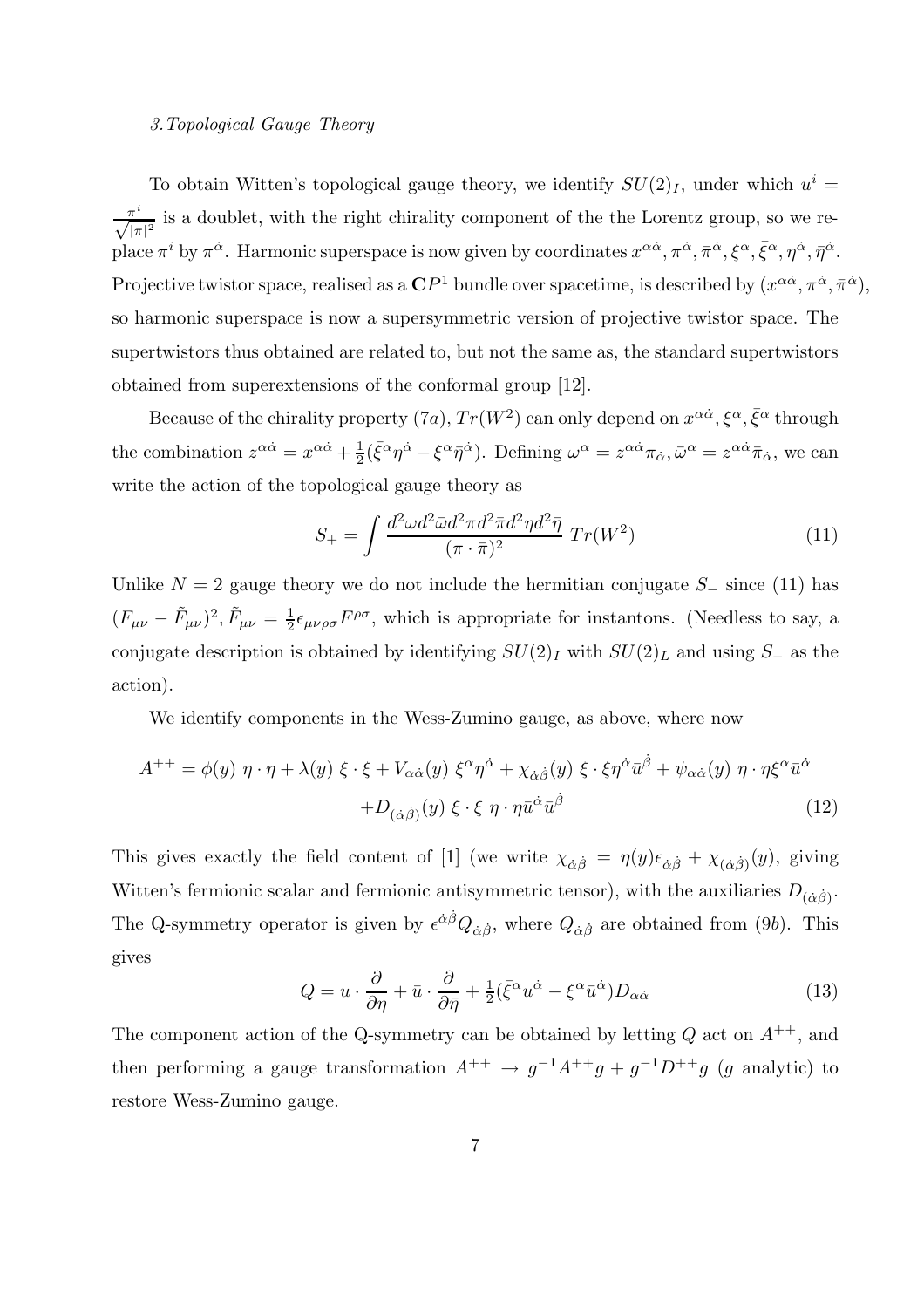*3. Topological Gauge Theory*

To obtain Witten's topological gauge theory, we identify $SU(2)_I$, under which $u^i = \frac{\pi^i}{\sqrt{|\pi|^2}}$ is a doublet, with the right chirality component of the the Lorentz group, so we replace $\pi^i$ by $\pi^{\dot{\alpha}}$. Harmonic superspace is now given by coordinates $x^{\alpha\dot{\alpha}}, \pi^{\dot{\alpha}}, \bar{\pi}^{\dot{\alpha}}, \xi^{\alpha}, \bar{\xi}^{\alpha}, \eta^{\dot{\alpha}}, \bar{\eta}^{\dot{\alpha}}$. Projective twistor space, realised as a $\mathbf{C}P^1$ bundle over spacetime, is described by $(x^{\alpha\dot{\alpha}}, \pi^{\dot{\alpha}}, \bar{\pi}^{\dot{\alpha}})$, so harmonic superspace is now a supersymmetric version of projective twistor space. The supertwistors thus obtained are related to, but not the same as, the standard supertwistors obtained from superextensions of the conformal group [12].

Because of the chirality property (7*a*), $Tr(W^2)$ can only depend on $x^{\alpha\dot{\alpha}}, \xi^{\alpha}, \bar{\xi}^{\alpha}$ through the combination $z^{\alpha\dot{\alpha}} = x^{\alpha\dot{\alpha}} + \frac{1}{2}(\bar{\xi}^{\alpha}\eta^{\dot{\alpha}} - \xi^{\alpha}\bar{\eta}^{\dot{\alpha}})$. Defining $\omega^{\alpha} = z^{\alpha\dot{\alpha}}\pi_{\dot{\alpha}}, \bar{\omega}^{\alpha} = z^{\alpha\dot{\alpha}}\bar{\pi}_{\dot{\alpha}}$, we can write the action of the topological gauge theory as

$$S_+ = \int \frac{d^2\omega d^2\bar{\omega} d^2\pi d^2\bar{\pi} d^2\eta d^2\bar{\eta}}{(\pi\cdot\bar{\pi})^2}\ Tr(W^2) \tag{11}$$

Unlike $N=2$ gauge theory we do not include the hermitian conjugate $S_-$ since (11) has $(F_{\mu\nu} - \tilde{F}_{\mu\nu})^2, \tilde{F}_{\mu\nu} = \frac{1}{2}\epsilon_{\mu\nu\rho\sigma}F^{\rho\sigma}$, which is appropriate for instantons. (Needless to say, a conjugate description is obtained by identifying $SU(2)_I$ with $SU(2)_L$ and using $S_-$ as the action).

We identify components in the Wess-Zumino gauge, as above, where now

$$\begin{aligned}A^{++} = \phi(y)\ \eta\cdot\eta + \lambda(y)\ \xi\cdot\xi + V_{\alpha\dot{\alpha}}(y)\ \xi^{\alpha}\eta^{\dot{\alpha}} + \chi_{\dot{\alpha}\dot{\beta}}(y)\ \xi\cdot\xi\eta^{\dot{\alpha}}\bar{u}^{\dot{\beta}} + \psi_{\alpha\dot{\alpha}}(y)\ \eta\cdot\eta\xi^{\alpha}\bar{u}^{\dot{\alpha}} \\ + D_{(\dot{\alpha}\dot{\beta})}(y)\ \xi\cdot\xi\ \eta\cdot\eta\bar{u}^{\dot{\alpha}}\bar{u}^{\dot{\beta}}\end{aligned} \tag{12}$$

This gives exactly the field content of [1] (we write $\chi_{\dot{\alpha}\dot{\beta}} = \eta(y)\epsilon_{\dot{\alpha}\dot{\beta}} + \chi_{(\dot{\alpha}\dot{\beta})}(y)$, giving Witten's fermionic scalar and fermionic antisymmetric tensor), with the auxiliaries $D_{(\dot{\alpha}\dot{\beta})}$. The Q-symmetry operator is given by $\epsilon^{\dot{\alpha}\dot{\beta}}Q_{\dot{\alpha}\dot{\beta}}$, where $Q_{\dot{\alpha}\dot{\beta}}$ are obtained from (9*b*). This gives

$$Q = u\cdot\frac{\partial}{\partial\eta} + \bar{u}\cdot\frac{\partial}{\partial\bar{\eta}} + \tfrac{1}{2}(\bar{\xi}^{\alpha}u^{\dot{\alpha}} - \xi^{\alpha}\bar{u}^{\dot{\alpha}})D_{\alpha\dot{\alpha}} \tag{13}$$

The component action of the Q-symmetry can be obtained by letting $Q$ act on $A^{++}$, and then performing a gauge transformation $A^{++} \to g^{-1}A^{++}g + g^{-1}D^{++}g$ ($g$ analytic) to restore Wess-Zumino gauge.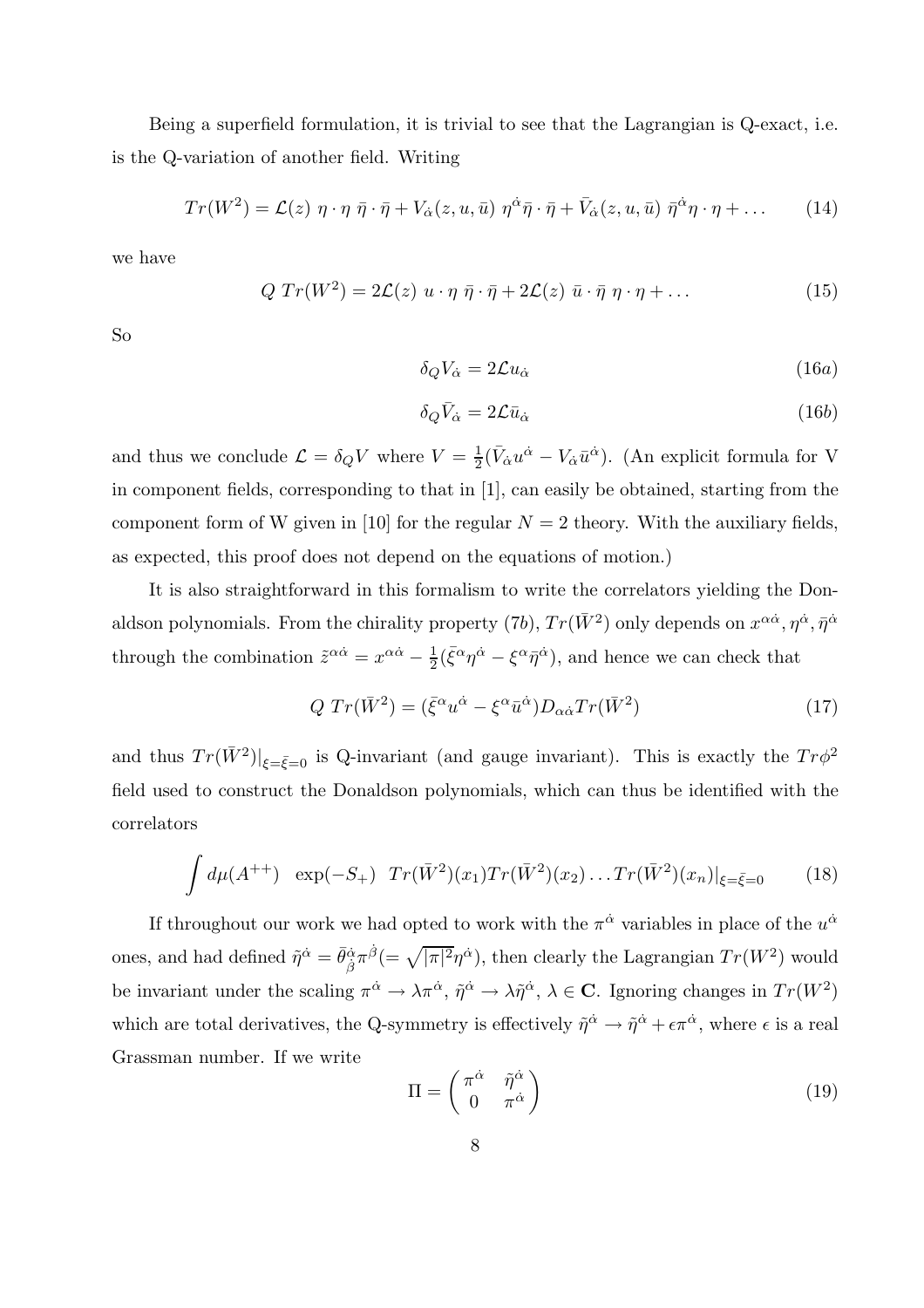Being a superfield formulation, it is trivial to see that the Lagrangian is Q-exact, i.e. is the Q-variation of another field. Writing

$$Tr(W^2) = \mathcal{L}(z)\ \eta\cdot\eta\ \bar{\eta}\cdot\bar{\eta} + V_{\dot{\alpha}}(z,u,\bar{u})\ \eta^{\dot{\alpha}}\bar{\eta}\cdot\bar{\eta} + \bar{V}_{\dot{\alpha}}(z,u,\bar{u})\ \bar{\eta}^{\dot{\alpha}}\eta\cdot\eta + \dots \tag{14}$$

we have

$$Q\ Tr(W^2) = 2\mathcal{L}(z)\ u\cdot\eta\ \bar{\eta}\cdot\bar{\eta} + 2\mathcal{L}(z)\ \bar{u}\cdot\bar{\eta}\ \eta\cdot\eta + \dots \tag{15}$$

So

$$\delta_Q V_{\dot{\alpha}} = 2\mathcal{L}u_{\dot{\alpha}} \tag{16a}$$

$$\delta_Q \bar{V}_{\dot{\alpha}} = 2\mathcal{L}\bar{u}_{\dot{\alpha}} \tag{16b}$$

and thus we conclude $\mathcal{L} = \delta_Q V$ where $V = \frac{1}{2}(\bar{V}_{\dot{\alpha}}u^{\dot{\alpha}} - V_{\dot{\alpha}}\bar{u}^{\dot{\alpha}})$. (An explicit formula for V in component fields, corresponding to that in [1], can easily be obtained, starting from the component form of W given in [10] for the regular $N=2$ theory. With the auxiliary fields, as expected, this proof does not depend on the equations of motion.)

It is also straightforward in this formalism to write the correlators yielding the Donaldson polynomials. From the chirality property (7b), $Tr(\bar{W}^2)$ only depends on $x^{\alpha\dot{\alpha}}, \eta^{\dot{\alpha}}, \bar{\eta}^{\dot{\alpha}}$ through the combination $\tilde{z}^{\alpha\dot{\alpha}} = x^{\alpha\dot{\alpha}} - \frac{1}{2}(\bar{\xi}^{\alpha}\eta^{\dot{\alpha}} - \xi^{\alpha}\bar{\eta}^{\dot{\alpha}})$, and hence we can check that

$$Q\ Tr(\bar{W}^2) = (\bar{\xi}^{\alpha}u^{\dot{\alpha}} - \xi^{\alpha}\bar{u}^{\dot{\alpha}})D_{\alpha\dot{\alpha}}Tr(\bar{W}^2) \tag{17}$$

and thus $Tr(\bar{W}^2)|_{\xi=\bar{\xi}=0}$ is Q-invariant (and gauge invariant). This is exactly the $Tr\phi^2$ field used to construct the Donaldson polynomials, which can thus be identified with the correlators

$$\int d\mu(A^{++})\quad \exp(-S_+)\quad Tr(\bar{W}^2)(x_1)Tr(\bar{W}^2)(x_2)\dots Tr(\bar{W}^2)(x_n)|_{\xi=\bar{\xi}=0} \tag{18}$$

If throughout our work we had opted to work with the $\pi^{\dot{\alpha}}$ variables in place of the $u^{\dot{\alpha}}$ ones, and had defined $\tilde{\eta}^{\dot{\alpha}} = \bar{\theta}^{\dot{\alpha}}_{\dot{\beta}}\pi^{\dot{\beta}} (= \sqrt{|\pi|^2}\eta^{\dot{\alpha}})$, then clearly the Lagrangian $Tr(W^2)$ would be invariant under the scaling $\pi^{\dot{\alpha}} \to \lambda\pi^{\dot{\alpha}}$, $\tilde{\eta}^{\dot{\alpha}} \to \lambda\tilde{\eta}^{\dot{\alpha}}$, $\lambda \in \mathbf{C}$. Ignoring changes in $Tr(W^2)$ which are total derivatives, the Q-symmetry is effectively $\tilde{\eta}^{\dot{\alpha}} \to \tilde{\eta}^{\dot{\alpha}} + \epsilon\pi^{\dot{\alpha}}$, where $\epsilon$ is a real Grassman number. If we write

$$\Pi = \begin{pmatrix} \pi^{\dot{\alpha}} & \tilde{\eta}^{\dot{\alpha}} \\ 0 & \pi^{\dot{\alpha}} \end{pmatrix} \tag{19}$$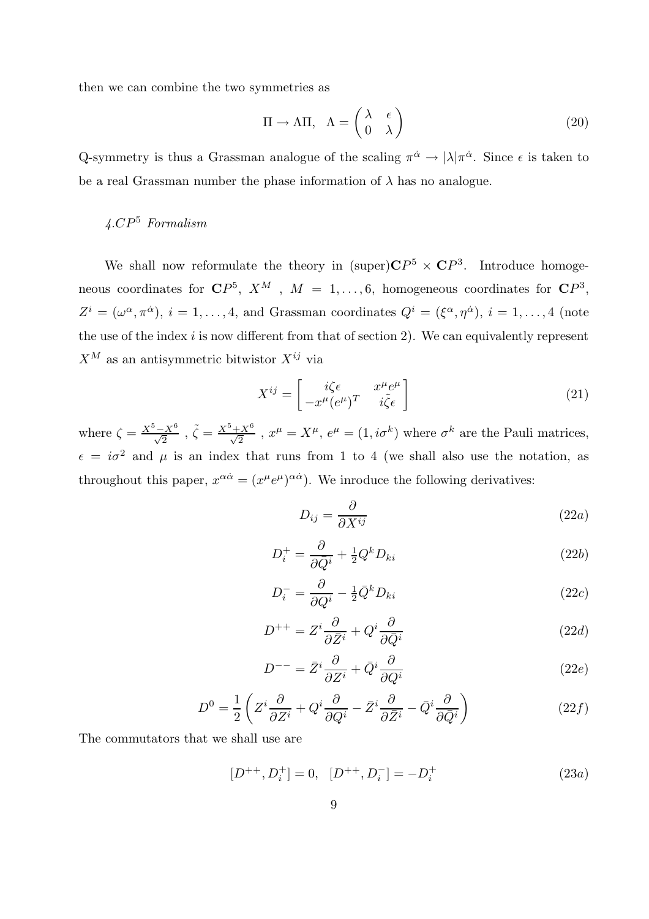then we can combine the two symmetries as

$$\Pi \to \Lambda\Pi, \quad \Lambda = \begin{pmatrix} \lambda & \epsilon \\ 0 & \lambda \end{pmatrix} \tag{20}$$

Q-symmetry is thus a Grassman analogue of the scaling $\pi^{\dot\alpha} \to |\lambda|\pi^{\dot\alpha}$. Since $\epsilon$ is taken to be a real Grassman number the phase information of $\lambda$ has no analogue.

### *4.$CP^5$ Formalism*

We shall now reformulate the theory in (super)$\mathbf{C}P^5 \times \mathbf{C}P^3$. Introduce homogeneous coordinates for $\mathbf{C}P^5$, $X^M$ , $M = 1, \ldots, 6$, homogeneous coordinates for $\mathbf{C}P^3$, $Z^i = (\omega^\alpha, \pi^{\dot\alpha})$, $i = 1, \ldots, 4$, and Grassman coordinates $Q^i = (\xi^\alpha, \eta^{\dot\alpha})$, $i = 1, \ldots, 4$ (note the use of the index $i$ is now different from that of section 2). We can equivalently represent $X^M$ as an antisymmetric bitwistor $X^{ij}$ via

$$X^{ij} = \begin{bmatrix} i\zeta\epsilon & x^\mu e^\mu \\ -x^\mu (e^\mu)^T & i\tilde\zeta\epsilon \end{bmatrix} \tag{21}$$

where $\zeta = \frac{X^5 - X^6}{\sqrt{2}}$ , $\tilde\zeta = \frac{X^5 + X^6}{\sqrt{2}}$ , $x^\mu = X^\mu$, $e^\mu = (1, i\sigma^k)$ where $\sigma^k$ are the Pauli matrices, $\epsilon = i\sigma^2$ and $\mu$ is an index that runs from 1 to 4 (we shall also use the notation, as throughout this paper, $x^{\alpha\dot\alpha} = (x^\mu e^\mu)^{\alpha\dot\alpha}$). We inroduce the following derivatives:

$$D_{ij} = \frac{\partial}{\partial X^{ij}} \tag{22a}$$

$$D_i^+ = \frac{\partial}{\partial \bar Q^i} + \tfrac{1}{2} Q^k D_{ki} \tag{22b}$$

$$D_i^- = \frac{\partial}{\partial Q^i} - \tfrac{1}{2} \bar Q^k D_{ki} \tag{22c}$$

$$D^{++} = Z^i \frac{\partial}{\partial \bar Z^i} + Q^i \frac{\partial}{\partial \bar Q^i} \tag{22d}$$

$$D^{--} = \bar Z^i \frac{\partial}{\partial Z^i} + \bar Q^i \frac{\partial}{\partial Q^i} \tag{22e}$$

$$D^0 = \frac{1}{2}\left( Z^i \frac{\partial}{\partial Z^i} + Q^i \frac{\partial}{\partial Q^i} - \bar Z^i \frac{\partial}{\partial \bar Z^i} - \bar Q^i \frac{\partial}{\partial \bar Q^i} \right) \tag{22f}$$

The commutators that we shall use are

$$[D^{++}, D_i^+] = 0, \quad [D^{++}, D_i^-] = -D_i^+ \tag{23a}$$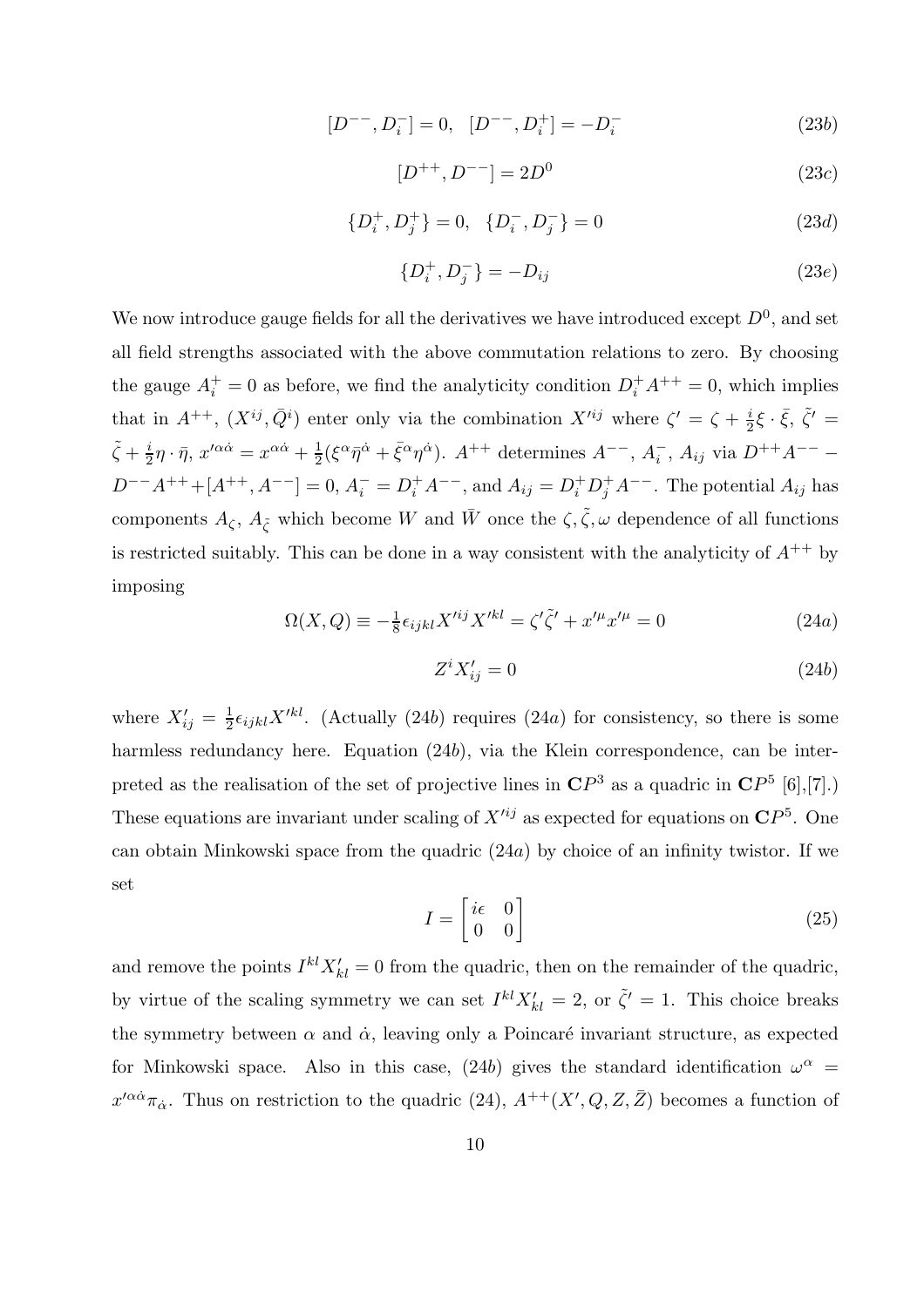$$[D^{--}, D_i^-] = 0, \quad [D^{--}, D_i^+] = -D_i^- \tag{23b}$$

$$[D^{++}, D^{--}] = 2D^0 \tag{23c}$$

$$\{D_i^+, D_j^+\} = 0, \quad \{D_i^-, D_j^-\} = 0 \tag{23d}$$

$$\{D_i^+, D_j^-\} = -D_{ij} \tag{23e}$$

We now introduce gauge fields for all the derivatives we have introduced except $D^0$, and set all field strengths associated with the above commutation relations to zero. By choosing the gauge $A_i^+ = 0$ as before, we find the analyticity condition $D_i^+ A^{++} = 0$, which implies that in $A^{++}$, $(X^{ij}, \bar{Q}^i)$ enter only via the combination $X'^{ij}$ where $\zeta' = \zeta + \frac{i}{2}\xi \cdot \bar{\xi}$, $\tilde{\zeta}' = \tilde{\zeta} + \frac{i}{2}\eta \cdot \bar{\eta}$, $x'^{\alpha\dot{\alpha}} = x^{\alpha\dot{\alpha}} + \frac{1}{2}(\xi^\alpha \bar{\eta}^{\dot{\alpha}} + \bar{\xi}^\alpha \eta^{\dot{\alpha}})$. $A^{++}$ determines $A^{--}$, $A_i^-$, $A_{ij}$ via $D^{++}A^{--} - D^{--}A^{++} + [A^{++}, A^{--}] = 0$, $A_i^- = D_i^+ A^{--}$, and $A_{ij} = D_i^+ D_j^+ A^{--}$. The potential $A_{ij}$ has components $A_\zeta$, $A_{\tilde{\zeta}}$ which become $W$ and $\bar{W}$ once the $\zeta, \tilde{\zeta}, \omega$ dependence of all functions is restricted suitably. This can be done in a way consistent with the analyticity of $A^{++}$ by imposing

$$\Omega(X, Q) \equiv -\tfrac{1}{8}\epsilon_{ijkl} X'^{ij} X'^{kl} = \zeta' \tilde{\zeta}' + x'^\mu x'^\mu = 0 \tag{24a}$$

$$Z^i X'_{ij} = 0 \tag{24b}$$

where $X'_{ij} = \frac{1}{2}\epsilon_{ijkl} X'^{kl}$. (Actually (24$b$) requires (24$a$) for consistency, so there is some harmless redundancy here. Equation (24$b$), via the Klein correspondence, can be interpreted as the realisation of the set of projective lines in $\mathbf{C}P^3$ as a quadric in $\mathbf{C}P^5$ [6],[7].) These equations are invariant under scaling of $X'^{ij}$ as expected for equations on $\mathbf{C}P^5$. One can obtain Minkowski space from the quadric (24$a$) by choice of an infinity twistor. If we set

$$I = \begin{bmatrix} i\epsilon & 0 \\ 0 & 0 \end{bmatrix} \tag{25}$$

and remove the points $I^{kl} X'_{kl} = 0$ from the quadric, then on the remainder of the quadric, by virtue of the scaling symmetry we can set $I^{kl} X'_{kl} = 2$, or $\tilde{\zeta}' = 1$. This choice breaks the symmetry between $\alpha$ and $\dot{\alpha}$, leaving only a Poincaré invariant structure, as expected for Minkowski space. Also in this case, (24$b$) gives the standard identification $\omega^\alpha = x'^{\alpha\dot{\alpha}} \pi_{\dot{\alpha}}$. Thus on restriction to the quadric (24), $A^{++}(X', Q, Z, \bar{Z})$ becomes a function of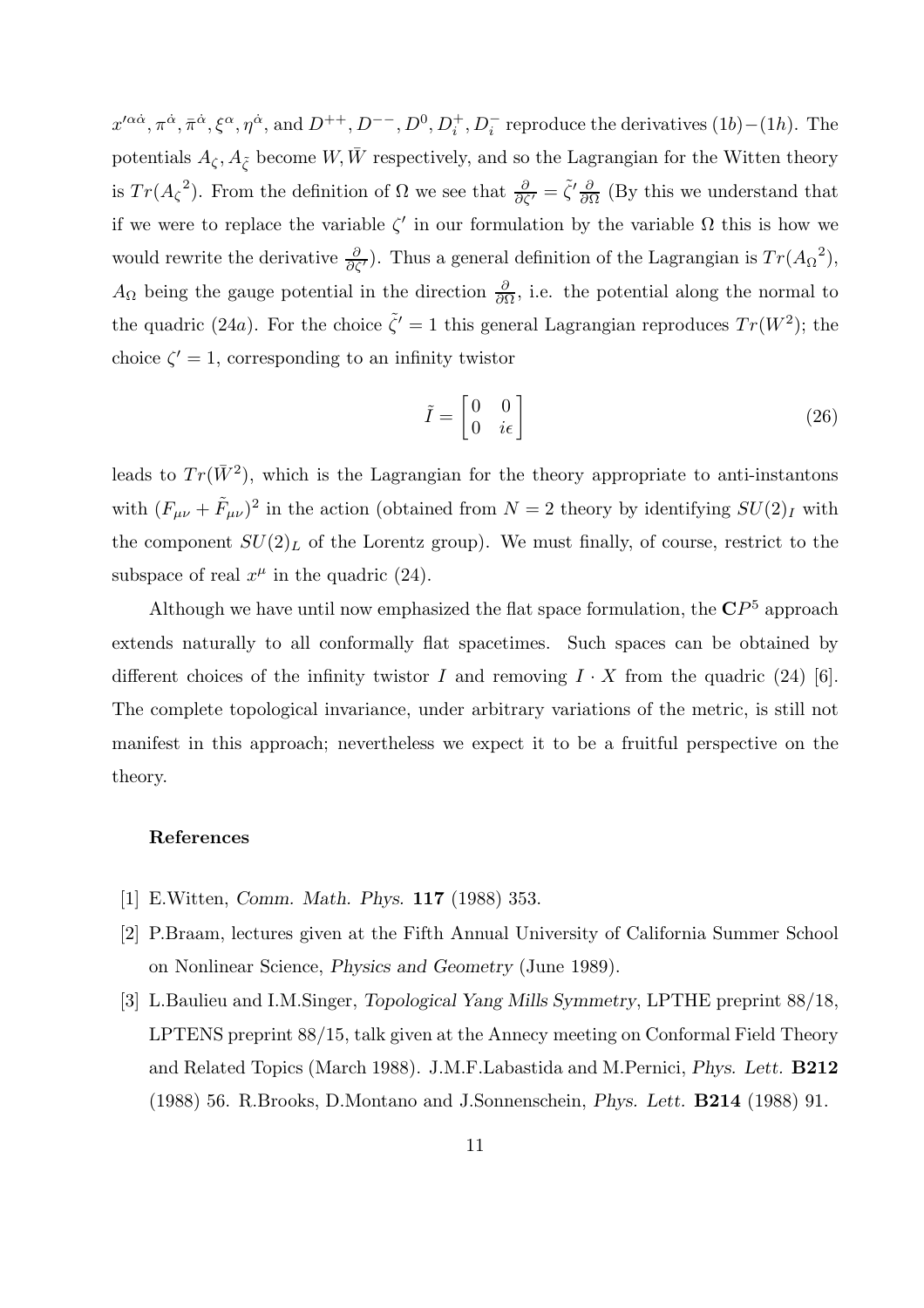$x'^{\alpha\dot{\alpha}}, \pi^{\dot{\alpha}}, \bar{\pi}^{\dot{\alpha}}, \xi^{\alpha}, \eta^{\dot{\alpha}}$, and $D^{++}, D^{--}, D^0, D_i^+, D_i^-$ reproduce the derivatives $(1b)-(1h)$. The potentials $A_\zeta, A_{\tilde{\zeta}}$ become $W, \bar{W}$ respectively, and so the Lagrangian for the Witten theory is $Tr({A_\zeta}^2)$. From the definition of $\Omega$ we see that $\frac{\partial}{\partial \zeta'} = \tilde{\zeta}' \frac{\partial}{\partial \Omega}$ (By this we understand that if we were to replace the variable $\zeta'$ in our formulation by the variable $\Omega$ this is how we would rewrite the derivative $\frac{\partial}{\partial \zeta'}$). Thus a general definition of the Lagrangian is $Tr({A_\Omega}^2)$, $A_\Omega$ being the gauge potential in the direction $\frac{\partial}{\partial \Omega}$, i.e. the potential along the normal to the quadric $(24a)$. For the choice $\tilde{\zeta}' = 1$ this general Lagrangian reproduces $Tr(W^2)$; the choice $\zeta' = 1$, corresponding to an infinity twistor

$$\tilde{I} = \begin{bmatrix} 0 & 0 \\ 0 & i\epsilon \end{bmatrix} \tag{26}$$

leads to $Tr(\bar{W}^2)$, which is the Lagrangian for the theory appropriate to anti-instantons with $(F_{\mu\nu} + \tilde{F}_{\mu\nu})^2$ in the action (obtained from $N = 2$ theory by identifying $SU(2)_I$ with the component $SU(2)_L$ of the Lorentz group). We must finally, of course, restrict to the subspace of real $x^\mu$ in the quadric (24).

Although we have until now emphasized the flat space formulation, the $\mathbf{C}P^5$ approach extends naturally to all conformally flat spacetimes. Such spaces can be obtained by different choices of the infinity twistor $I$ and removing $I \cdot X$ from the quadric (24) [6]. The complete topological invariance, under arbitrary variations of the metric, is still not manifest in this approach; nevertheless we expect it to be a fruitful perspective on the theory.

**References**

[1] E.Witten, *Comm. Math. Phys.* **117** (1988) 353.

[2] P.Braam, lectures given at the Fifth Annual University of California Summer School on Nonlinear Science, *Physics and Geometry* (June 1989).

[3] L.Baulieu and I.M.Singer, *Topological Yang Mills Symmetry*, LPTHE preprint 88/18, LPTENS preprint 88/15, talk given at the Annecy meeting on Conformal Field Theory and Related Topics (March 1988). J.M.F.Labastida and M.Pernici, *Phys. Lett.* **B212** (1988) 56. R.Brooks, D.Montano and J.Sonnenschein, *Phys. Lett.* **B214** (1988) 91.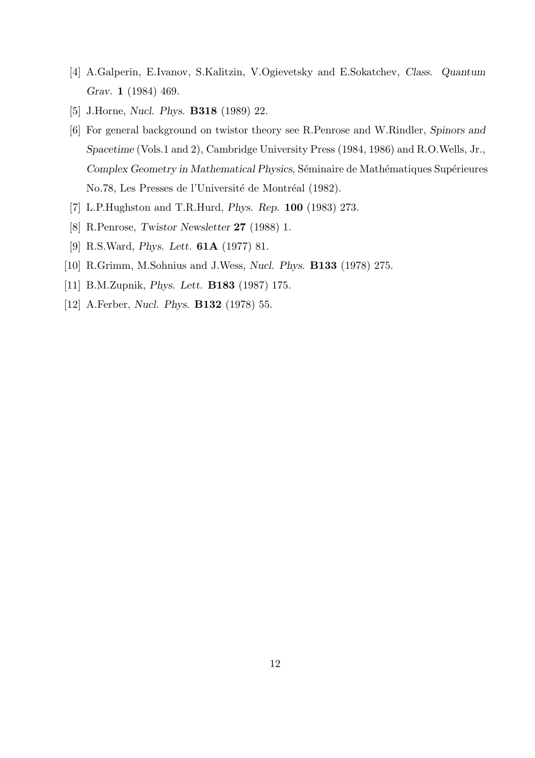[4] A.Galperin, E.Ivanov, S.Kalitzin, V.Ogievetsky and E.Sokatchev, *Class. Quantum Grav.* **1** (1984) 469.

[5] J.Horne, *Nucl. Phys.* **B318** (1989) 22.

[6] For general background on twistor theory see R.Penrose and W.Rindler, *Spinors and Spacetime* (Vols.1 and 2), Cambridge University Press (1984, 1986) and R.O.Wells, Jr., *Complex Geometry in Mathematical Physics*, Séminaire de Mathématiques Supérieures No.78, Les Presses de l'Université de Montréal (1982).

[7] L.P.Hughston and T.R.Hurd, *Phys. Rep.* **100** (1983) 273.

[8] R.Penrose, *Twistor Newsletter* **27** (1988) 1.

[9] R.S.Ward, *Phys. Lett.* **61A** (1977) 81.

[10] R.Grimm, M.Sohnius and J.Wess, *Nucl. Phys.* **B133** (1978) 275.

[11] B.M.Zupnik, *Phys. Lett.* **B183** (1987) 175.

[12] A.Ferber, *Nucl. Phys.* **B132** (1978) 55.